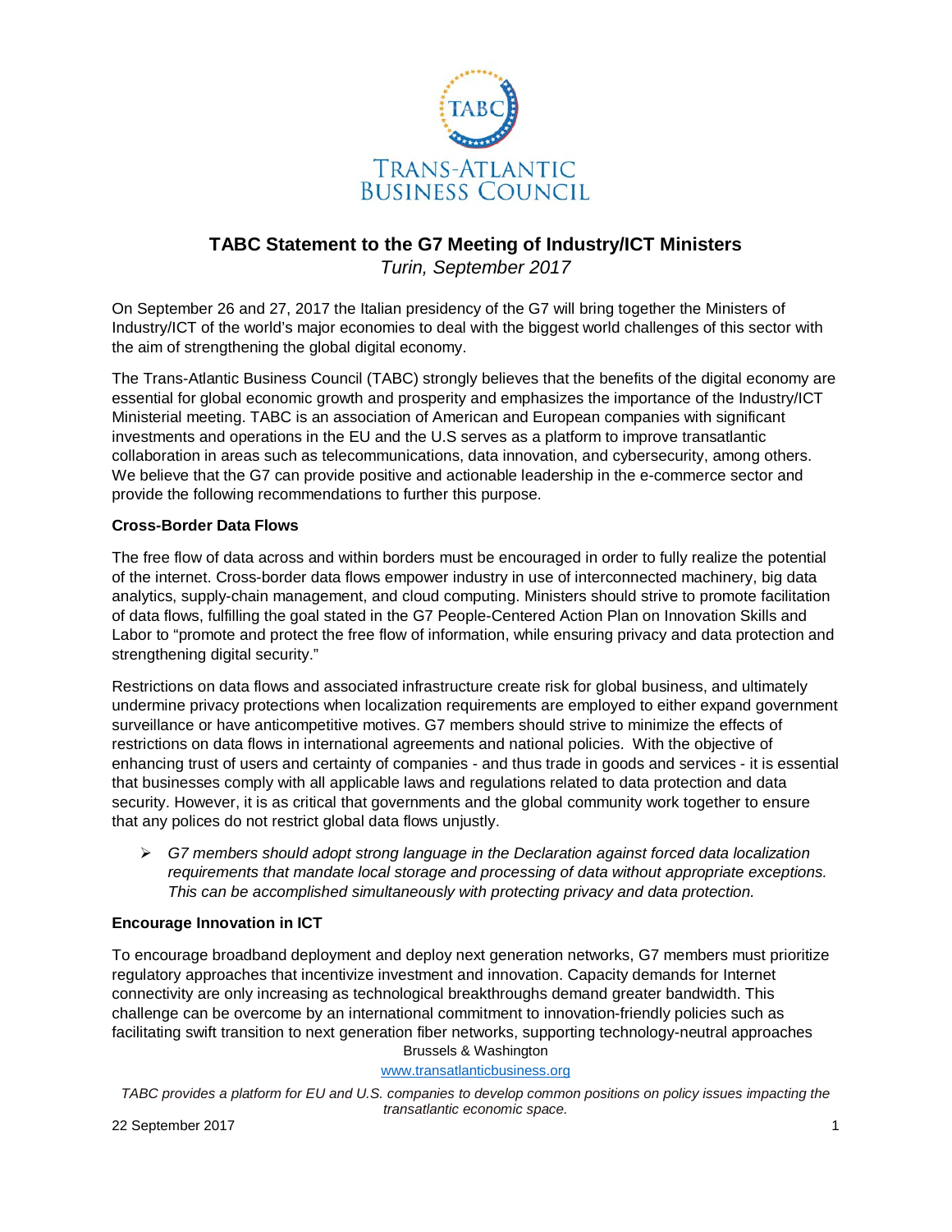# TABC Statement to the G7 Meeting of Industry/ICT Ministers

*Turin, September 2017*

On September 26 and 27, 2017 the Italian presidency of the G7 will bring together the Ministers of Industry/ICT of the world's major economies to deal with the biggest world challenges of this sector with the aim of strengthening the global digital economy.

The Trans-Atlantic Business Council (TABC) strongly believes that the benefits of the digital economy are essential for global economic growth and prosperity and emphasizes the importance of the Industry/ICT Ministerial meeting. TABC is an association of American and European companies with significant investments and operations in the EU and the U.S serves as a platform to improve transatlantic collaboration in areas such as telecommunications, data innovation, and cybersecurity, among others. We believe that the G7 can provide positive and actionable leadership in the e-commerce sector and provide the following recommendations to further this purpose.

**Cross-Border Data Flows**

The free flow of data across and within borders must be encouraged in order to fully realize the potential of the internet. Cross-border data flows empower industry in use of interconnected machinery, big data analytics, supply-chain management, and cloud computing. Ministers should strive to promote facilitation of data flows, fulfilling the goal stated in the G7 People-Centered Action Plan on Innovation Skills and Labor to "promote and protect the free flow of information, while ensuring privacy and data protection and strengthening digital security."

Restrictions on data flows and associated infrastructure create risk for global business, and ultimately undermine privacy protections when localization requirements are employed to either expand government surveillance or have anticompetitive motives. G7 members should strive to minimize the effects of restrictions on data flows in international agreements and national policies. With the objective of enhancing trust of users and certainty of companies - and thus trade in goods and services - it is essential that businesses comply with all applicable laws and regulations related to data protection and data security. However, it is as critical that governments and the global community work together to ensure that any polices do not restrict global data flows unjustly.

- *G7 members should adopt strong language in the Declaration against forced data localization requirements that mandate local storage and processing of data without appropriate exceptions. This can be accomplished simultaneously with protecting privacy and data protection.*

**Encourage Innovation in ICT**

To encourage broadband deployment and deploy next generation networks, G7 members must prioritize regulatory approaches that incentivize investment and innovation. Capacity demands for Internet connectivity are only increasing as technological breakthroughs demand greater bandwidth. This challenge can be overcome by an international commitment to innovation-friendly policies such as facilitating swift transition to next generation fiber networks, supporting technology-neutral approaches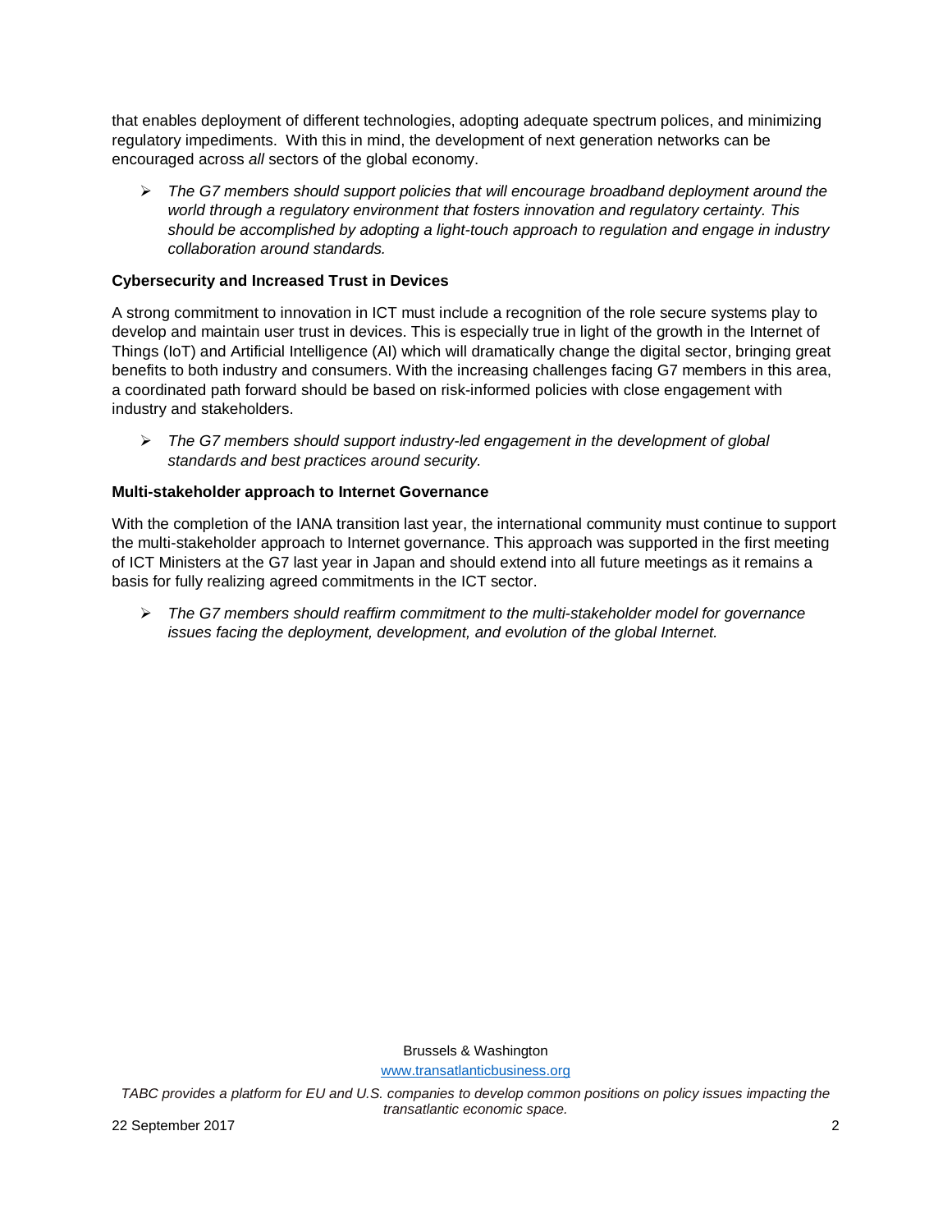that enables deployment of different technologies, adopting adequate spectrum polices, and minimizing regulatory impediments. With this in mind, the development of next generation networks can be encouraged across *all* sectors of the global economy.

- *The G7 members should support policies that will encourage broadband deployment around the world through a regulatory environment that fosters innovation and regulatory certainty. This should be accomplished by adopting a light-touch approach to regulation and engage in industry collaboration around standards.*

**Cybersecurity and Increased Trust in Devices**

A strong commitment to innovation in ICT must include a recognition of the role secure systems play to develop and maintain user trust in devices. This is especially true in light of the growth in the Internet of Things (IoT) and Artificial Intelligence (AI) which will dramatically change the digital sector, bringing great benefits to both industry and consumers. With the increasing challenges facing G7 members in this area, a coordinated path forward should be based on risk-informed policies with close engagement with industry and stakeholders.

- *The G7 members should support industry-led engagement in the development of global standards and best practices around security.*

**Multi-stakeholder approach to Internet Governance**

With the completion of the IANA transition last year, the international community must continue to support the multi-stakeholder approach to Internet governance. This approach was supported in the first meeting of ICT Ministers at the G7 last year in Japan and should extend into all future meetings as it remains a basis for fully realizing agreed commitments in the ICT sector.

- *The G7 members should reaffirm commitment to the multi-stakeholder model for governance issues facing the deployment, development, and evolution of the global Internet.*

Brussels & Washington

www.transatlanticbusiness.org

*TABC provides a platform for EU and U.S. companies to develop common positions on policy issues impacting the transatlantic economic space.*

22 September 2017